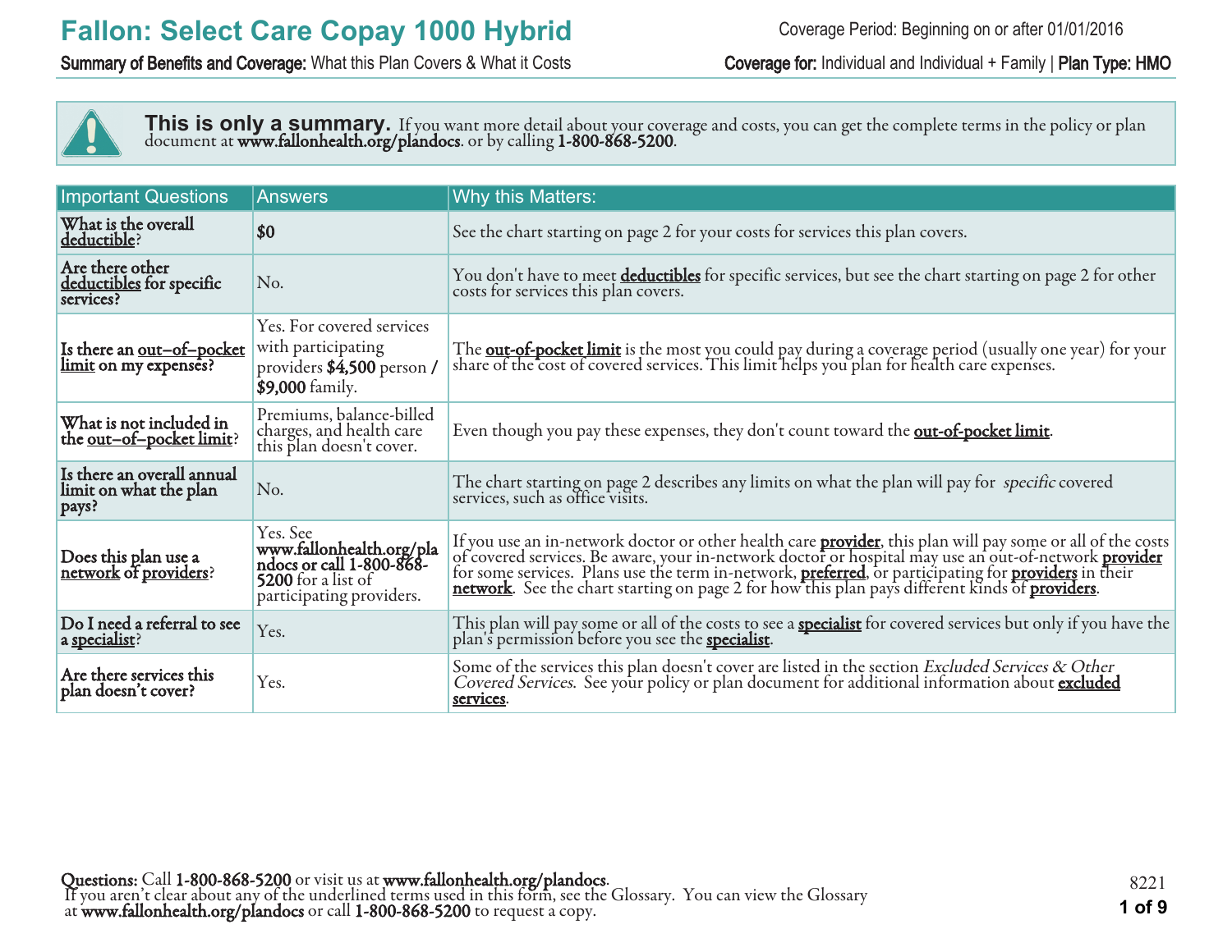# Fallon: Select Care Copay 1000 Hybrid

Coverage Period: Beginning on or after 01/01/2016

**Summary of Benefits and Coverage:** What this Plan Covers & What it Costs

**Coverage for:** Individual and Individual + Family | **Plan Type: HMO**

**This is only a summary.** If you want more detail about your coverage and costs, you can get the complete terms in the policy or plan document at **www.fallonhealth.org/plandocs**. or by calling **1-800-868-5200**.

| Important Questions | Answers | Why this Matters: |
|---|---|---|
| **What is the overall deductible?** | **$0** | See the chart starting on page 2 for your costs for services this plan covers. |
| **Are there other deductibles for specific services?** | No. | You don't have to meet **deductibles** for specific services, but see the chart starting on page 2 for other costs for services this plan covers. |
| **Is there an out–of–pocket limit on my expenses?** | Yes. For covered services with participating providers **$4,500** person / **$9,000** family. | The **out-of-pocket limit** is the most you could pay during a coverage period (usually one year) for your share of the cost of covered services. This limit helps you plan for health care expenses. |
| **What is not included in the out–of–pocket limit?** | Premiums, balance-billed charges, and health care this plan doesn't cover. | Even though you pay these expenses, they don't count toward the **out-of-pocket limit**. |
| **Is there an overall annual limit on what the plan pays?** | No. | The chart starting on page 2 describes any limits on what the plan will pay for *specific* covered services, such as office visits. |
| **Does this plan use a network of providers?** | Yes. See **www.fallonhealth.org/plandocs or call 1-800-868-5200** for a list of participating providers. | If you use an in-network doctor or other health care **provider**, this plan will pay some or all of the costs of covered services. Be aware, your in-network doctor or hospital may use an out-of-network **provider** for some services. Plans use the term in-network, **preferred**, or participating for **providers** in their **network**. See the chart starting on page 2 for how this plan pays different kinds of **providers**. |
| **Do I need a referral to see a specialist?** | Yes. | This plan will pay some or all of the costs to see a **specialist** for covered services but only if you have the plan's permission before you see the **specialist**. |
| **Are there services this plan doesn't cover?** | Yes. | Some of the services this plan doesn't cover are listed in the section *Excluded Services & Other Covered Services*. See your policy or plan document for additional information about **excluded services**. |

**Questions:** Call **1-800-868-5200** or visit us at **www.fallonhealth.org/plandocs**.
If you aren't clear about any of the underlined terms used in this form, see the Glossary. You can view the Glossary at **www.fallonhealth.org/plandocs** or call **1-800-868-5200** to request a copy.

8221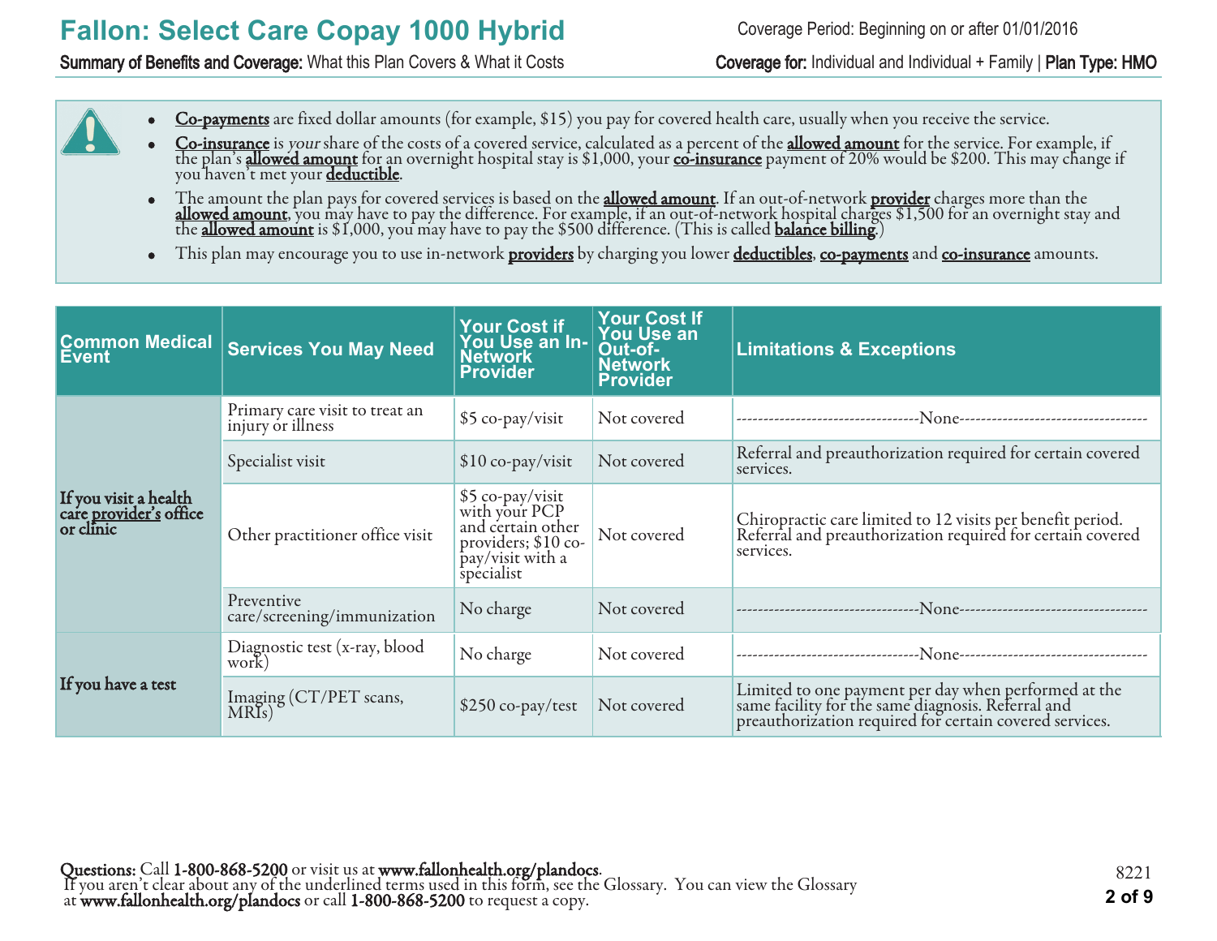# Fallon: Select Care Copay 1000 Hybrid

Coverage Period: Beginning on or after 01/01/2016

**Summary of Benefits and Coverage:** What this Plan Covers & What it Costs

**Coverage for:** Individual and Individual + Family | **Plan Type: HMO**

- **Co-payments** are fixed dollar amounts (for example, $15) you pay for covered health care, usually when you receive the service.
- **Co-insurance** is *your* share of the costs of a covered service, calculated as a percent of the **allowed amount** for the service. For example, if the plan's **allowed amount** for an overnight hospital stay is $1,000, your **co-insurance** payment of 20% would be $200. This may change if you haven't met your **deductible**.
- The amount the plan pays for covered services is based on the **allowed amount**. If an out-of-network **provider** charges more than the **allowed amount**, you may have to pay the difference. For example, if an out-of-network hospital charges $1,500 for an overnight stay and the **allowed amount** is $1,000, you may have to pay the $500 difference. (This is called **balance billing**.)
- This plan may encourage you to use in-network **providers** by charging you lower **deductibles**, **co-payments** and **co-insurance** amounts.

| Common Medical Event | Services You May Need | Your Cost if You Use an In-Network Provider | Your Cost If You Use an Out-of-Network Provider | Limitations & Exceptions |
|---|---|---|---|---|
| **If you visit a health care provider's office or clinic** | Primary care visit to treat an injury or illness | $5 co-pay/visit | Not covered | ---------------------------------None---------------------------------- |
| | Specialist visit | $10 co-pay/visit | Not covered | Referral and preauthorization required for certain covered services. |
| | Other practitioner office visit | $5 co-pay/visit with your PCP and certain other providers; $10 co-pay/visit with a specialist | Not covered | Chiropractic care limited to 12 visits per benefit period. Referral and preauthorization required for certain covered services. |
| | Preventive care/screening/immunization | No charge | Not covered | ---------------------------------None---------------------------------- |
| **If you have a test** | Diagnostic test (x-ray, blood work) | No charge | Not covered | ---------------------------------None---------------------------------- |
| | Imaging (CT/PET scans, MRIs) | $250 co-pay/test | Not covered | Limited to one payment per day when performed at the same facility for the same diagnosis. Referral and preauthorization required for certain covered services. |

**Questions:** Call **1-800-868-5200** or visit us at **www.fallonhealth.org/plandocs**.
If you aren't clear about any of the underlined terms used in this form, see the Glossary. You can view the Glossary at **www.fallonhealth.org/plandocs** or call **1-800-868-5200** to request a copy.

8221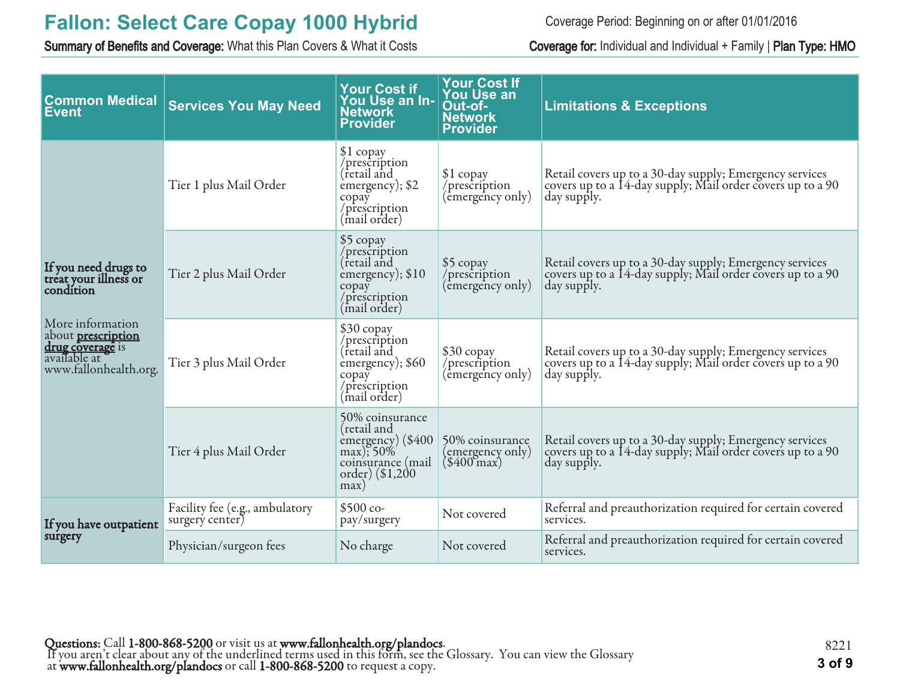# Fallon: Select Care Copay 1000 Hybrid

Coverage Period: Beginning on or after 01/01/2016

**Summary of Benefits and Coverage:** What this Plan Covers & What it Costs

**Coverage for:** Individual and Individual + Family | **Plan Type:** HMO

| Common Medical Event | Services You May Need | Your Cost if You Use an In-Network Provider | Your Cost If You Use an Out-of-Network Provider | Limitations & Exceptions |
|---|---|---|---|---|
| **If you need drugs to treat your illness or condition**<br><br>More information about **prescription drug coverage** is available at www.fallonhealth.org. | Tier 1 plus Mail Order | $1 copay /prescription (retail and emergency); $2 copay /prescription (mail order) | $1 copay /prescription (emergency only) | Retail covers up to a 30-day supply; Emergency services covers up to a 14-day supply; Mail order covers up to a 90 day supply. |
| | Tier 2 plus Mail Order | $5 copay /prescription (retail and emergency); $10 copay /prescription (mail order) | $5 copay /prescription (emergency only) | Retail covers up to a 30-day supply; Emergency services covers up to a 14-day supply; Mail order covers up to a 90 day supply. |
| | Tier 3 plus Mail Order | $30 copay /prescription (retail and emergency); $60 copay /prescription (mail order) | $30 copay /prescription (emergency only) | Retail covers up to a 30-day supply; Emergency services covers up to a 14-day supply; Mail order covers up to a 90 day supply. |
| | Tier 4 plus Mail Order | 50% coinsurance (retail and emergency) ($400 max); 50% coinsurance (mail order) ($1,200 max) | 50% coinsurance (emergency only) ($400 max) | Retail covers up to a 30-day supply; Emergency services covers up to a 14-day supply; Mail order covers up to a 90 day supply. |
| **If you have outpatient surgery** | Facility fee (e.g., ambulatory surgery center) | $500 co-pay/surgery | Not covered | Referral and preauthorization required for certain covered services. |
| | Physician/surgeon fees | No charge | Not covered | Referral and preauthorization required for certain covered services. |

**Questions:** Call **1-800-868-5200** or visit us at **www.fallonhealth.org/plandocs**.
If you aren't clear about any of the underlined terms used in this form, see the Glossary. You can view the Glossary at **www.fallonhealth.org/plandocs** or call **1-800-868-5200** to request a copy.

8221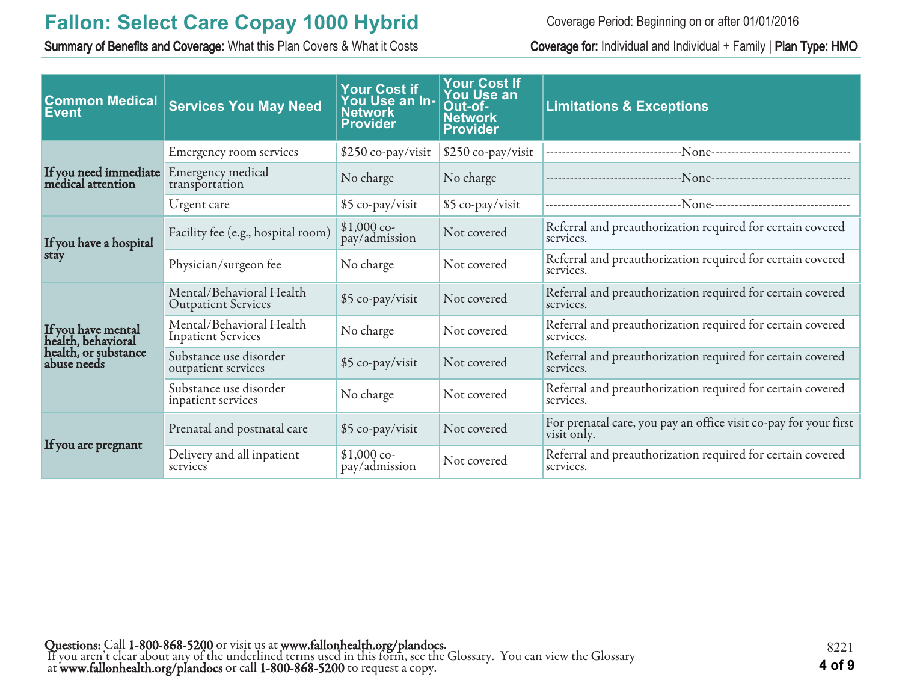# Fallon: Select Care Copay 1000 Hybrid

Coverage Period: Beginning on or after 01/01/2016

**Summary of Benefits and Coverage:** What this Plan Covers & What it Costs

**Coverage for:** Individual and Individual + Family | **Plan Type: HMO**

| Common Medical Event | Services You May Need | Your Cost if You Use an In-Network Provider | Your Cost If You Use an Out-of-Network Provider | Limitations & Exceptions |
|---|---|---|---|---|
| **If you need immediate medical attention** | Emergency room services | $250 co-pay/visit | $250 co-pay/visit | ---------------------------------None---------------------------------- |
| | Emergency medical transportation | No charge | No charge | ---------------------------------None---------------------------------- |
| | Urgent care | $5 co-pay/visit | $5 co-pay/visit | ---------------------------------None---------------------------------- |
| **If you have a hospital stay** | Facility fee (e.g., hospital room) | $1,000 co-pay/admission | Not covered | Referral and preauthorization required for certain covered services. |
| | Physician/surgeon fee | No charge | Not covered | Referral and preauthorization required for certain covered services. |
| **If you have mental health, behavioral health, or substance abuse needs** | Mental/Behavioral Health Outpatient Services | $5 co-pay/visit | Not covered | Referral and preauthorization required for certain covered services. |
| | Mental/Behavioral Health Inpatient Services | No charge | Not covered | Referral and preauthorization required for certain covered services. |
| | Substance use disorder outpatient services | $5 co-pay/visit | Not covered | Referral and preauthorization required for certain covered services. |
| | Substance use disorder inpatient services | No charge | Not covered | Referral and preauthorization required for certain covered services. |
| **If you are pregnant** | Prenatal and postnatal care | $5 co-pay/visit | Not covered | For prenatal care, you pay an office visit co-pay for your first visit only. |
| | Delivery and all inpatient services | $1,000 co-pay/admission | Not covered | Referral and preauthorization required for certain covered services. |

**Questions:** Call **1-800-868-5200** or visit us at **www.fallonhealth.org/plandocs**.
If you aren't clear about any of the underlined terms used in this form, see the Glossary. You can view the Glossary at **www.fallonhealth.org/plandocs** or call **1-800-868-5200** to request a copy.

8221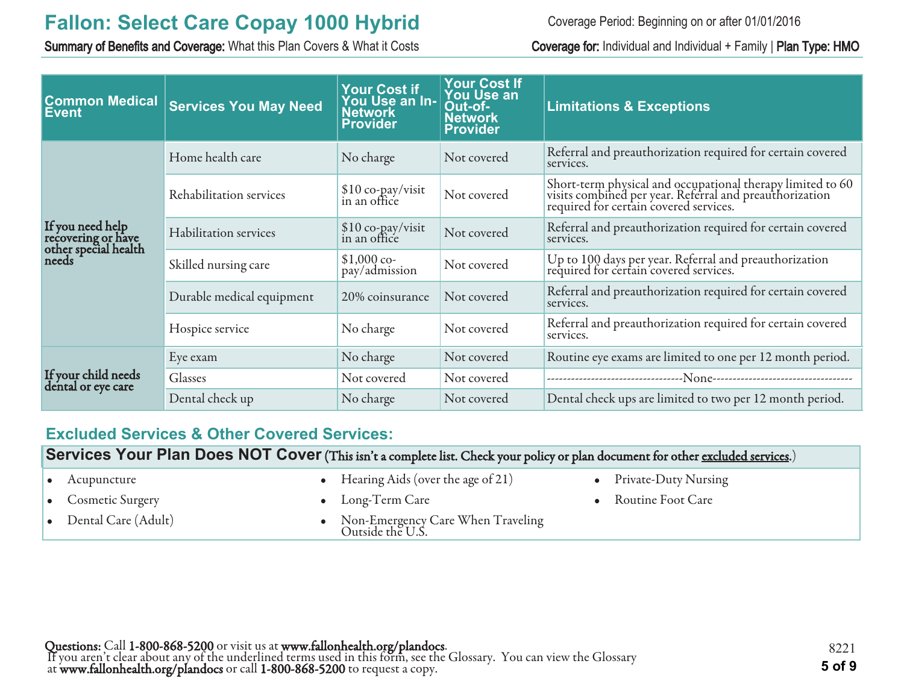| Common Medical Event | Services You May Need | Your Cost if You Use an In-Network Provider | Your Cost If You Use an Out-of-Network Provider | Limitations & Exceptions |
|---|---|---|---|---|
| If you need help recovering or have other special health needs | Home health care | No charge | Not covered | Referral and preauthorization required for certain covered services. |
| | Rehabilitation services | $10 co-pay/visit in an office | Not covered | Short-term physical and occupational therapy limited to 60 visits combined per year. Referral and preauthorization required for certain covered services. |
| | Habilitation services | $10 co-pay/visit in an office | Not covered | Referral and preauthorization required for certain covered services. |
| | Skilled nursing care | $1,000 co-pay/admission | Not covered | Up to 100 days per year. Referral and preauthorization required for certain covered services. |
| | Durable medical equipment | 20% coinsurance | Not covered | Referral and preauthorization required for certain covered services. |
| | Hospice service | No charge | Not covered | Referral and preauthorization required for certain covered services. |
| If your child needs dental or eye care | Eye exam | No charge | Not covered | Routine eye exams are limited to one per 12 month period. |
| | Glasses | Not covered | Not covered | ---------------------------------None---------------------------------- |
| | Dental check up | No charge | Not covered | Dental check ups are limited to two per 12 month period. |

## Excluded Services & Other Covered Services:

**Services Your Plan Does NOT Cover** (This isn't a complete list. Check your policy or plan document for other excluded services.)

- Acupuncture
- Cosmetic Surgery
- Dental Care (Adult)
- Hearing Aids (over the age of 21)
- Long-Term Care
- Non-Emergency Care When Traveling Outside the U.S.
- Private-Duty Nursing
- Routine Foot Care

**Questions:** Call **1-800-868-5200** or visit us at **www.fallonhealth.org/plandocs**.
If you aren't clear about any of the underlined terms used in this form, see the Glossary. You can view the Glossary at **www.fallonhealth.org/plandocs** or call **1-800-868-5200** to request a copy.

8221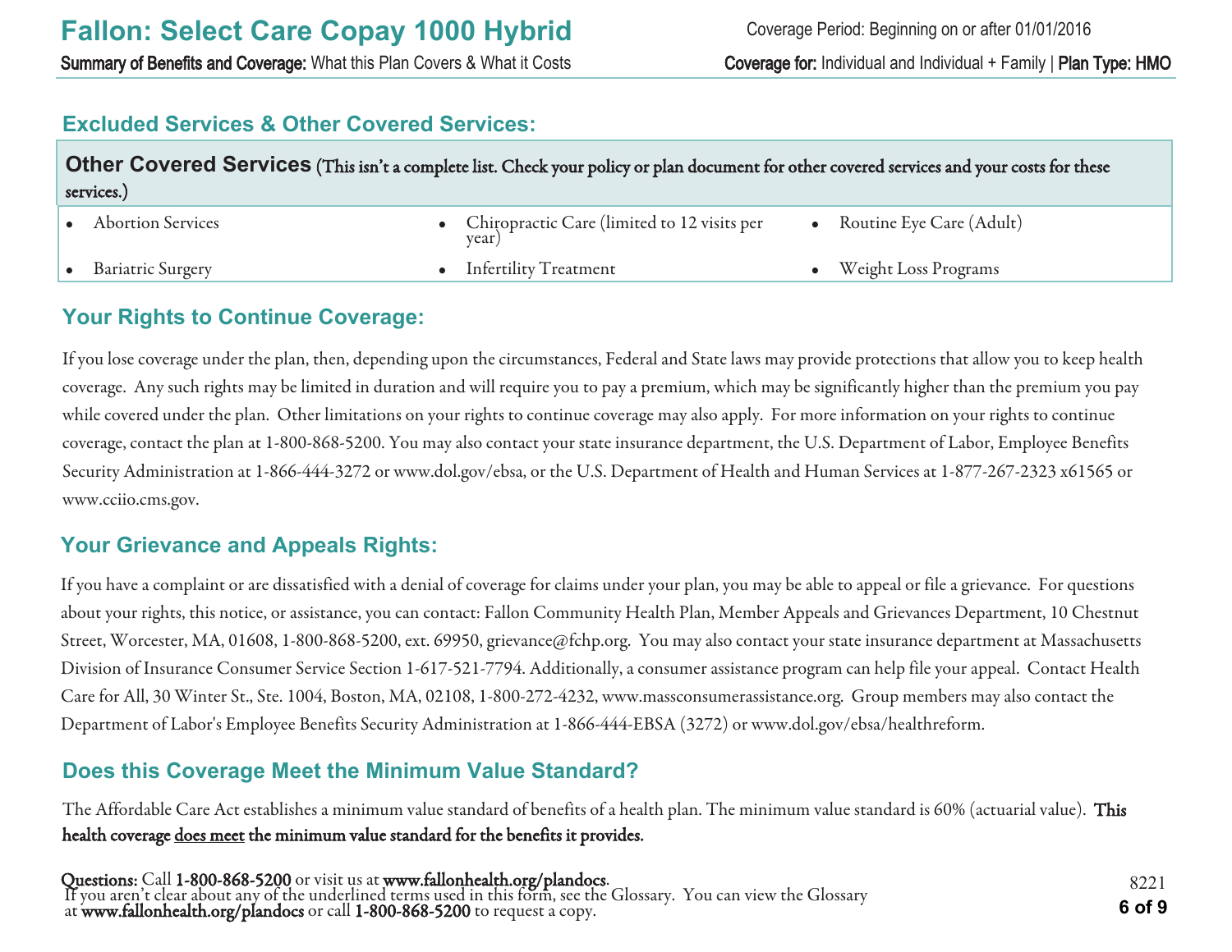## Excluded Services & Other Covered Services:

| **Other Covered Services** (This isn't a complete list. Check your policy or plan document for other covered services and your costs for these services.) | | |
|---|---|---|
| • Abortion Services | • Chiropractic Care (limited to 12 visits per year) | • Routine Eye Care (Adult) |
| • Bariatric Surgery | • Infertility Treatment | • Weight Loss Programs |

## Your Rights to Continue Coverage:

If you lose coverage under the plan, then, depending upon the circumstances, Federal and State laws may provide protections that allow you to keep health coverage. Any such rights may be limited in duration and will require you to pay a premium, which may be significantly higher than the premium you pay while covered under the plan. Other limitations on your rights to continue coverage may also apply. For more information on your rights to continue coverage, contact the plan at 1-800-868-5200. You may also contact your state insurance department, the U.S. Department of Labor, Employee Benefits Security Administration at 1-866-444-3272 or www.dol.gov/ebsa, or the U.S. Department of Health and Human Services at 1-877-267-2323 x61565 or www.cciio.cms.gov.

## Your Grievance and Appeals Rights:

If you have a complaint or are dissatisfied with a denial of coverage for claims under your plan, you may be able to appeal or file a grievance. For questions about your rights, this notice, or assistance, you can contact: Fallon Community Health Plan, Member Appeals and Grievances Department, 10 Chestnut Street, Worcester, MA, 01608, 1-800-868-5200, ext. 69950, grievance@fchp.org. You may also contact your state insurance department at Massachusetts Division of Insurance Consumer Service Section 1-617-521-7794. Additionally, a consumer assistance program can help file your appeal. Contact Health Care for All, 30 Winter St., Ste. 1004, Boston, MA, 02108, 1-800-272-4232, www.massconsumerassistance.org. Group members may also contact the Department of Labor's Employee Benefits Security Administration at 1-866-444-EBSA (3272) or www.dol.gov/ebsa/healthreform.

## Does this Coverage Meet the Minimum Value Standard?

The Affordable Care Act establishes a minimum value standard of benefits of a health plan. The minimum value standard is 60% (actuarial value). **This health coverage does meet the minimum value standard for the benefits it provides.**

**Questions:** Call **1-800-868-5200** or visit us at **www.fallonhealth.org/plandocs**.
If you aren't clear about any of the underlined terms used in this form, see the Glossary. You can view the Glossary at **www.fallonhealth.org/plandocs** or call **1-800-868-5200** to request a copy.

8221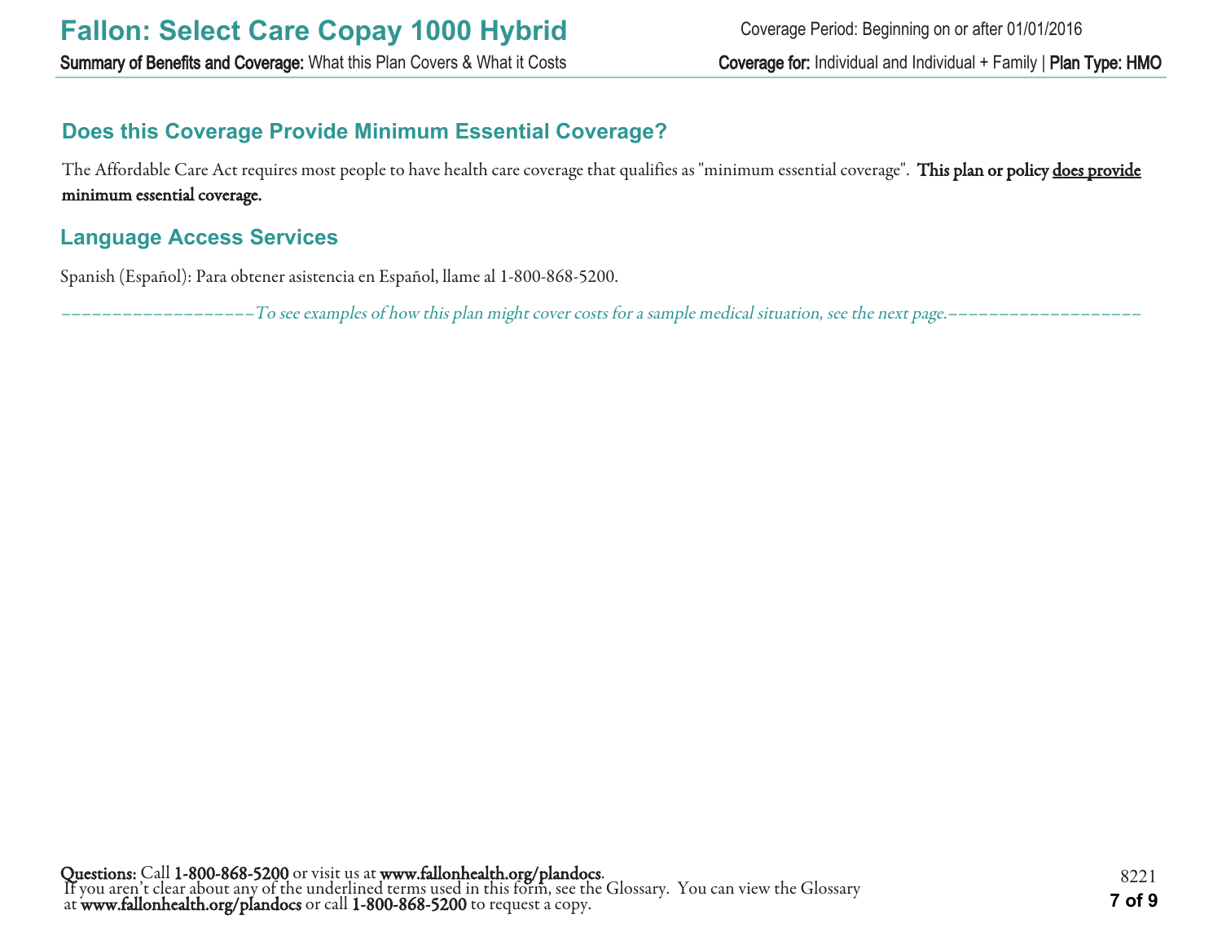## Does this Coverage Provide Minimum Essential Coverage?

The Affordable Care Act requires most people to have health care coverage that qualifies as "minimum essential coverage". **This plan or policy does provide minimum essential coverage.**

## Language Access Services

Spanish (Español): Para obtener asistencia en Español, llame al 1-800-868-5200.

*--------------------To see examples of how this plan might cover costs for a sample medical situation, see the next page.--------------------*

**Questions:** Call **1-800-868-5200** or visit us at **www.fallonhealth.org/plandocs**.
If you aren't clear about any of the underlined terms used in this form, see the Glossary. You can view the Glossary at **www.fallonhealth.org/plandocs** or call **1-800-868-5200** to request a copy.

8221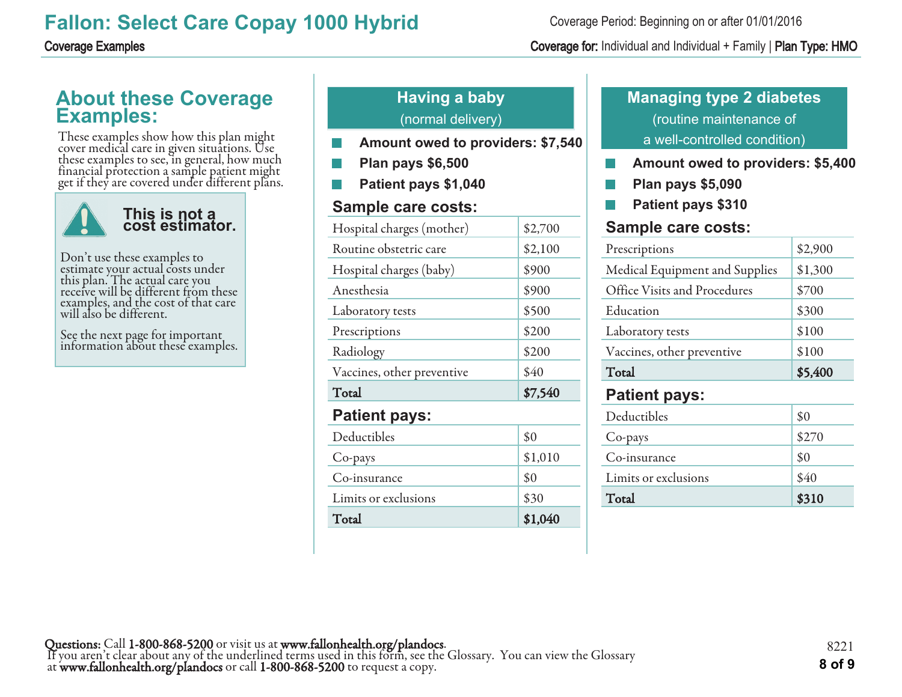# Fallon: Select Care Copay 1000 Hybrid

Coverage Period: Beginning on or after 01/01/2016

**Coverage Examples**

**Coverage for:** Individual and Individual + Family | **Plan Type: HMO**

## About these Coverage Examples:

These examples show how this plan might cover medical care in given situations. Use these examples to see, in general, how much financial protection a sample patient might get if they are covered under different plans.

> **This is not a cost estimator.**
>
> Don't use these examples to estimate your actual costs under this plan. The actual care you receive will be different from these examples, and the cost of that care will also be different.
>
> See the next page for important information about these examples.

## Having a baby

(normal delivery)

- **Amount owed to providers: $7,540**
- **Plan pays $6,500**
- **Patient pays $1,040**

### Sample care costs:

| | |
|---|---|
| Hospital charges (mother) | $2,700 |
| Routine obstetric care | $2,100 |
| Hospital charges (baby) | $900 |
| Anesthesia | $900 |
| Laboratory tests | $500 |
| Prescriptions | $200 |
| Radiology | $200 |
| Vaccines, other preventive | $40 |
| **Total** | **$7,540** |

### Patient pays:

| | |
|---|---|
| Deductibles | $0 |
| Co-pays | $1,010 |
| Co-insurance | $0 |
| Limits or exclusions | $30 |
| **Total** | **$1,040** |

## Managing type 2 diabetes

(routine maintenance of a well-controlled condition)

- **Amount owed to providers: $5,400**
- **Plan pays $5,090**
- **Patient pays $310**

### Sample care costs:

| | |
|---|---|
| Prescriptions | $2,900 |
| Medical Equipment and Supplies | $1,300 |
| Office Visits and Procedures | $700 |
| Education | $300 |
| Laboratory tests | $100 |
| Vaccines, other preventive | $100 |
| **Total** | **$5,400** |

### Patient pays:

| | |
|---|---|
| Deductibles | $0 |
| Co-pays | $270 |
| Co-insurance | $0 |
| Limits or exclusions | $40 |
| **Total** | **$310** |

**Questions:** Call **1-800-868-5200** or visit us at **www.fallonhealth.org/plandocs**.
If you aren't clear about any of the underlined terms used in this form, see the Glossary. You can view the Glossary at **www.fallonhealth.org/plandocs** or call **1-800-868-5200** to request a copy.

8221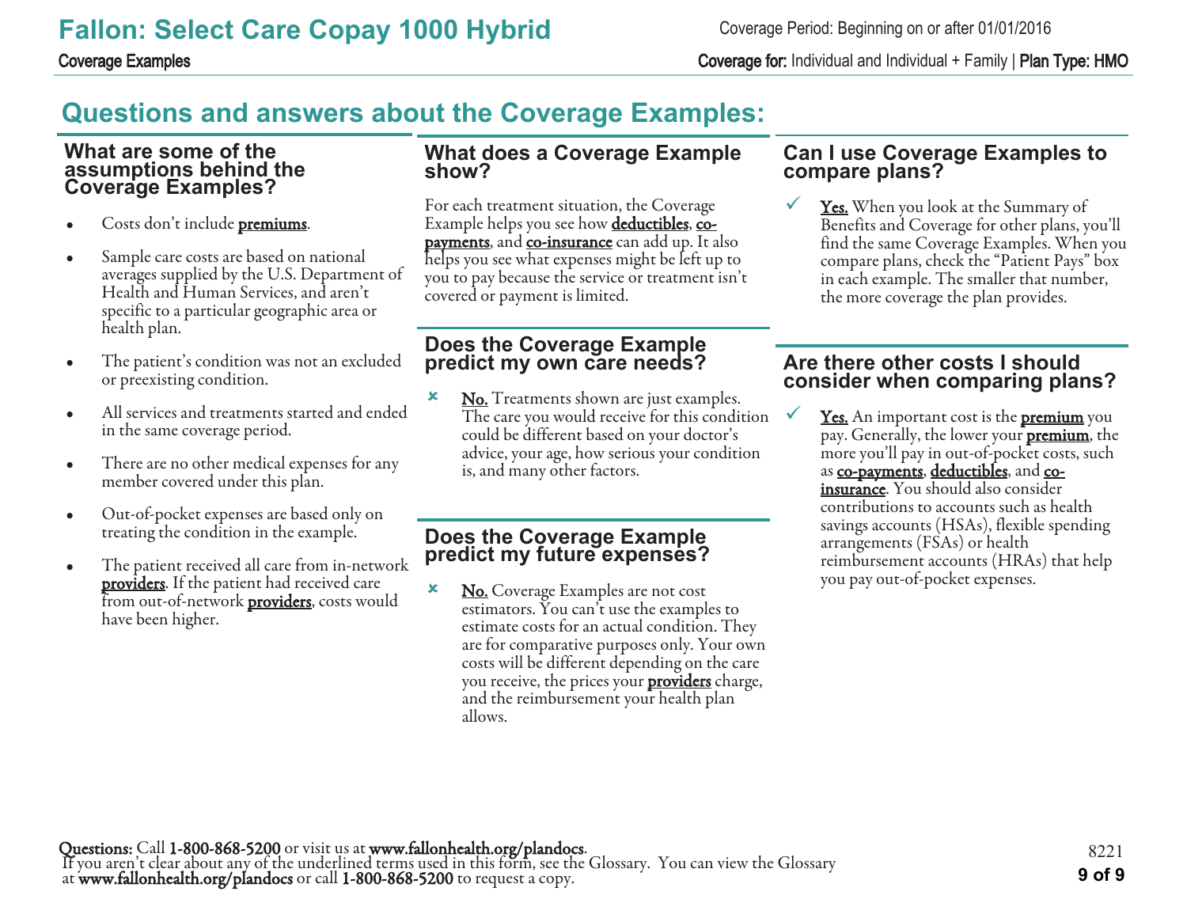## Questions and answers about the Coverage Examples:

### What are some of the assumptions behind the Coverage Examples?

- Costs don't include **premiums**.
- Sample care costs are based on national averages supplied by the U.S. Department of Health and Human Services, and aren't specific to a particular geographic area or health plan.
- The patient's condition was not an excluded or preexisting condition.
- All services and treatments started and ended in the same coverage period.
- There are no other medical expenses for any member covered under this plan.
- Out-of-pocket expenses are based only on treating the condition in the example.
- The patient received all care from in-network **providers**. If the patient had received care from out-of-network **providers**, costs would have been higher.

### What does a Coverage Example show?

For each treatment situation, the Coverage Example helps you see how **deductibles**, **co-payments**, and **co-insurance** can add up. It also helps you see what expenses might be left up to you to pay because the service or treatment isn't covered or payment is limited.

### Does the Coverage Example predict my own care needs?

✘ **No.** Treatments shown are just examples. The care you would receive for this condition could be different based on your doctor's advice, your age, how serious your condition is, and many other factors.

### Does the Coverage Example predict my future expenses?

✘ **No.** Coverage Examples are not cost estimators. You can't use the examples to estimate costs for an actual condition. They are for comparative purposes only. Your own costs will be different depending on the care you receive, the prices your **providers** charge, and the reimbursement your health plan allows.

### Can I use Coverage Examples to compare plans?

✓ **Yes.** When you look at the Summary of Benefits and Coverage for other plans, you'll find the same Coverage Examples. When you compare plans, check the "Patient Pays" box in each example. The smaller that number, the more coverage the plan provides.

### Are there other costs I should consider when comparing plans?

✓ **Yes.** An important cost is the **premium** you pay. Generally, the lower your **premium**, the more you'll pay in out-of-pocket costs, such as **co-payments**, **deductibles**, and **co-insurance**. You should also consider contributions to accounts such as health savings accounts (HSAs), flexible spending arrangements (FSAs) or health reimbursement accounts (HRAs) that help you pay out-of-pocket expenses.

**Questions:** Call **1-800-868-5200** or visit us at **www.fallonhealth.org/plandocs**.
If you aren't clear about any of the underlined terms used in this form, see the Glossary. You can view the Glossary at **www.fallonhealth.org/plandocs** or call **1-800-868-5200** to request a copy.

8221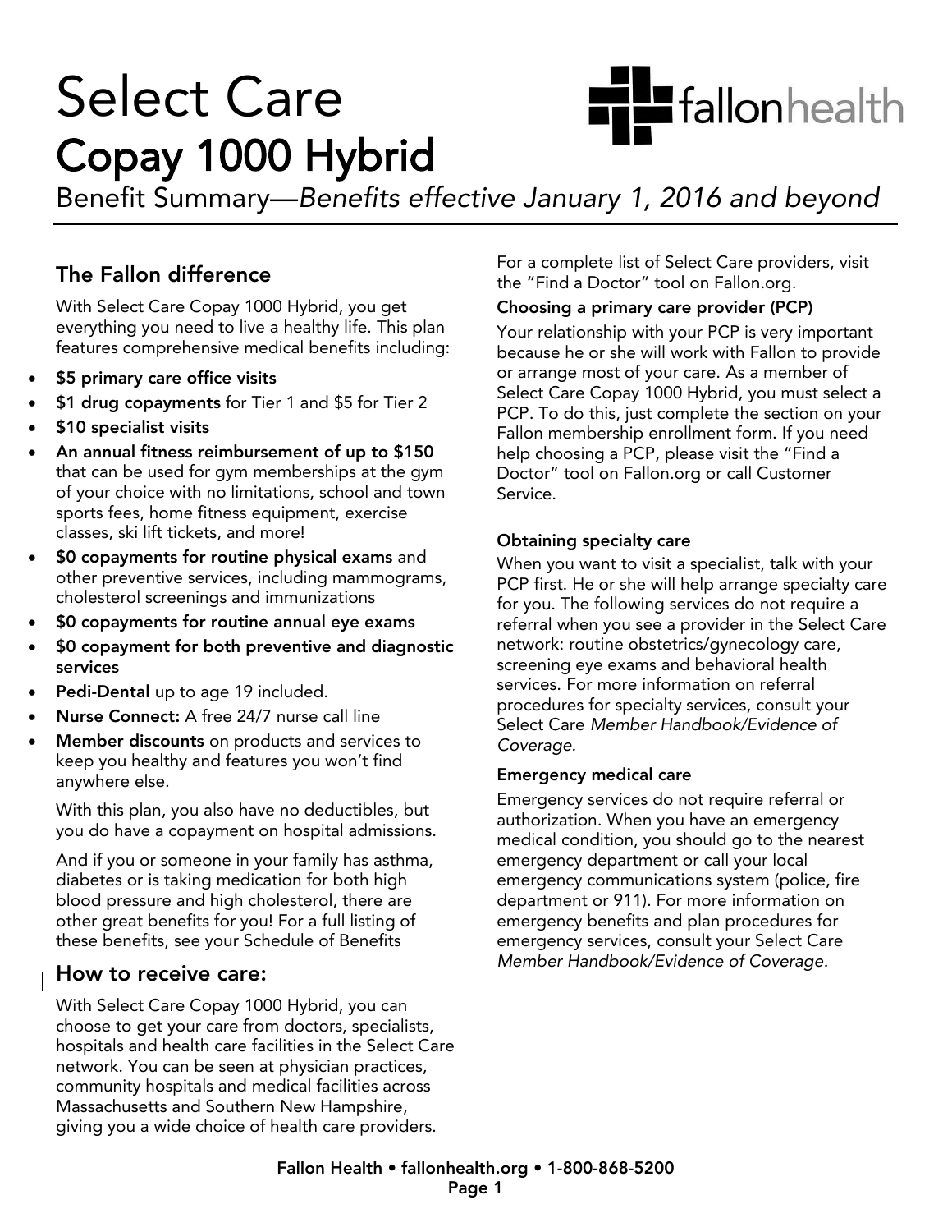# Select Care Copay 1000 Hybrid

Benefit Summary—*Benefits effective January 1, 2016 and beyond*

## The Fallon difference

With Select Care Copay 1000 Hybrid, you get everything you need to live a healthy life. This plan features comprehensive medical benefits including:

- **$5 primary care office visits**
- **$1 drug copayments** for Tier 1 and $5 for Tier 2
- **$10 specialist visits**
- **An annual fitness reimbursement of up to $150** that can be used for gym memberships at the gym of your choice with no limitations, school and town sports fees, home fitness equipment, exercise classes, ski lift tickets, and more!
- **$0 copayments for routine physical exams** and other preventive services, including mammograms, cholesterol screenings and immunizations
- **$0 copayments for routine annual eye exams**
- **$0 copayment for both preventive and diagnostic services**
- **Pedi-Dental** up to age 19 included.
- **Nurse Connect:** A free 24/7 nurse call line
- **Member discounts** on products and services to keep you healthy and features you won't find anywhere else.

With this plan, you also have no deductibles, but you do have a copayment on hospital admissions.

And if you or someone in your family has asthma, diabetes or is taking medication for both high blood pressure and high cholesterol, there are other great benefits for you! For a full listing of these benefits, see your Schedule of Benefits

## How to receive care:

With Select Care Copay 1000 Hybrid, you can choose to get your care from doctors, specialists, hospitals and health care facilities in the Select Care network. You can be seen at physician practices, community hospitals and medical facilities across Massachusetts and Southern New Hampshire, giving you a wide choice of health care providers.

For a complete list of Select Care providers, visit the "Find a Doctor" tool on Fallon.org.

### Choosing a primary care provider (PCP)

Your relationship with your PCP is very important because he or she will work with Fallon to provide or arrange most of your care. As a member of Select Care Copay 1000 Hybrid, you must select a PCP. To do this, just complete the section on your Fallon membership enrollment form. If you need help choosing a PCP, please visit the "Find a Doctor" tool on Fallon.org or call Customer Service.

### Obtaining specialty care

When you want to visit a specialist, talk with your PCP first. He or she will help arrange specialty care for you. The following services do not require a referral when you see a provider in the Select Care network: routine obstetrics/gynecology care, screening eye exams and behavioral health services. For more information on referral procedures for specialty services, consult your Select Care *Member Handbook/Evidence of Coverage.*

### Emergency medical care

Emergency services do not require referral or authorization. When you have an emergency medical condition, you should go to the nearest emergency department or call your local emergency communications system (police, fire department or 911). For more information on emergency benefits and plan procedures for emergency services, consult your Select Care *Member Handbook/Evidence of Coverage.*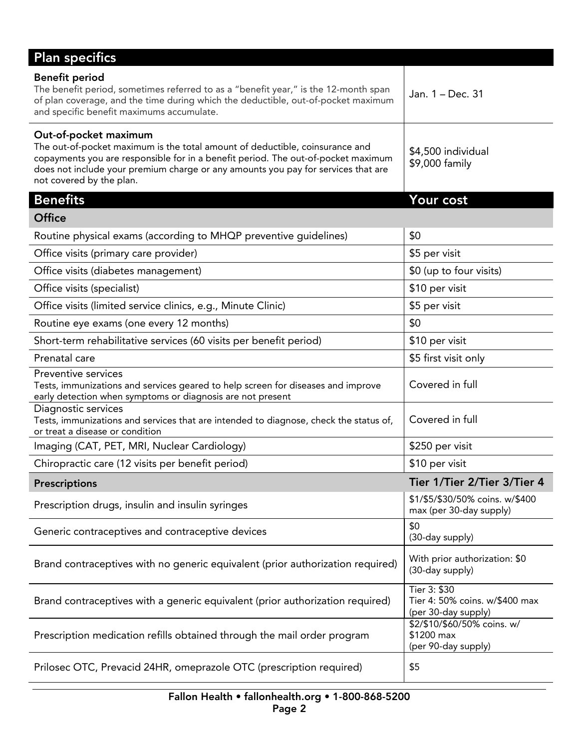## Plan specifics

| | |
|---|---|
| **Benefit period**<br>The benefit period, sometimes referred to as a "benefit year," is the 12-month span of plan coverage, and the time during which the deductible, out-of-pocket maximum and specific benefit maximums accumulate. | Jan. 1 – Dec. 31 |
| **Out-of-pocket maximum**<br>The out-of-pocket maximum is the total amount of deductible, coinsurance and copayments you are responsible for in a benefit period. The out-of-pocket maximum does not include your premium charge or any amounts you pay for services that are not covered by the plan. | $4,500 individual<br>$9,000 family |

| Benefits | Your cost |
|---|---|
| **Office** | |
| Routine physical exams (according to MHQP preventive guidelines) | $0 |
| Office visits (primary care provider) | $5 per visit |
| Office visits (diabetes management) | $0 (up to four visits) |
| Office visits (specialist) | $10 per visit |
| Office visits (limited service clinics, e.g., Minute Clinic) | $5 per visit |
| Routine eye exams (one every 12 months) | $0 |
| Short-term rehabilitative services (60 visits per benefit period) | $10 per visit |
| Prenatal care | $5 first visit only |
| Preventive services<br>Tests, immunizations and services geared to help screen for diseases and improve early detection when symptoms or diagnosis are not present | Covered in full |
| Diagnostic services<br>Tests, immunizations and services that are intended to diagnose, check the status of, or treat a disease or condition | Covered in full |
| Imaging (CAT, PET, MRI, Nuclear Cardiology) | $250 per visit |
| Chiropractic care (12 visits per benefit period) | $10 per visit |
| **Prescriptions** | **Tier 1/Tier 2/Tier 3/Tier 4** |
| Prescription drugs, insulin and insulin syringes | $1/$5/$30/50% coins. w/$400 max (per 30-day supply) |
| Generic contraceptives and contraceptive devices | $0<br>(30-day supply) |
| Brand contraceptives with no generic equivalent (prior authorization required) | With prior authorization: $0<br>(30-day supply) |
| Brand contraceptives with a generic equivalent (prior authorization required) | Tier 3: $30<br>Tier 4: 50% coins. w/$400 max<br>(per 30-day supply) |
| Prescription medication refills obtained through the mail order program | $2/$10/$60/50% coins. w/ $1200 max<br>(per 90-day supply) |
| Prilosec OTC, Prevacid 24HR, omeprazole OTC (prescription required) | $5 |

Fallon Health • fallonhealth.org • 1-800-868-5200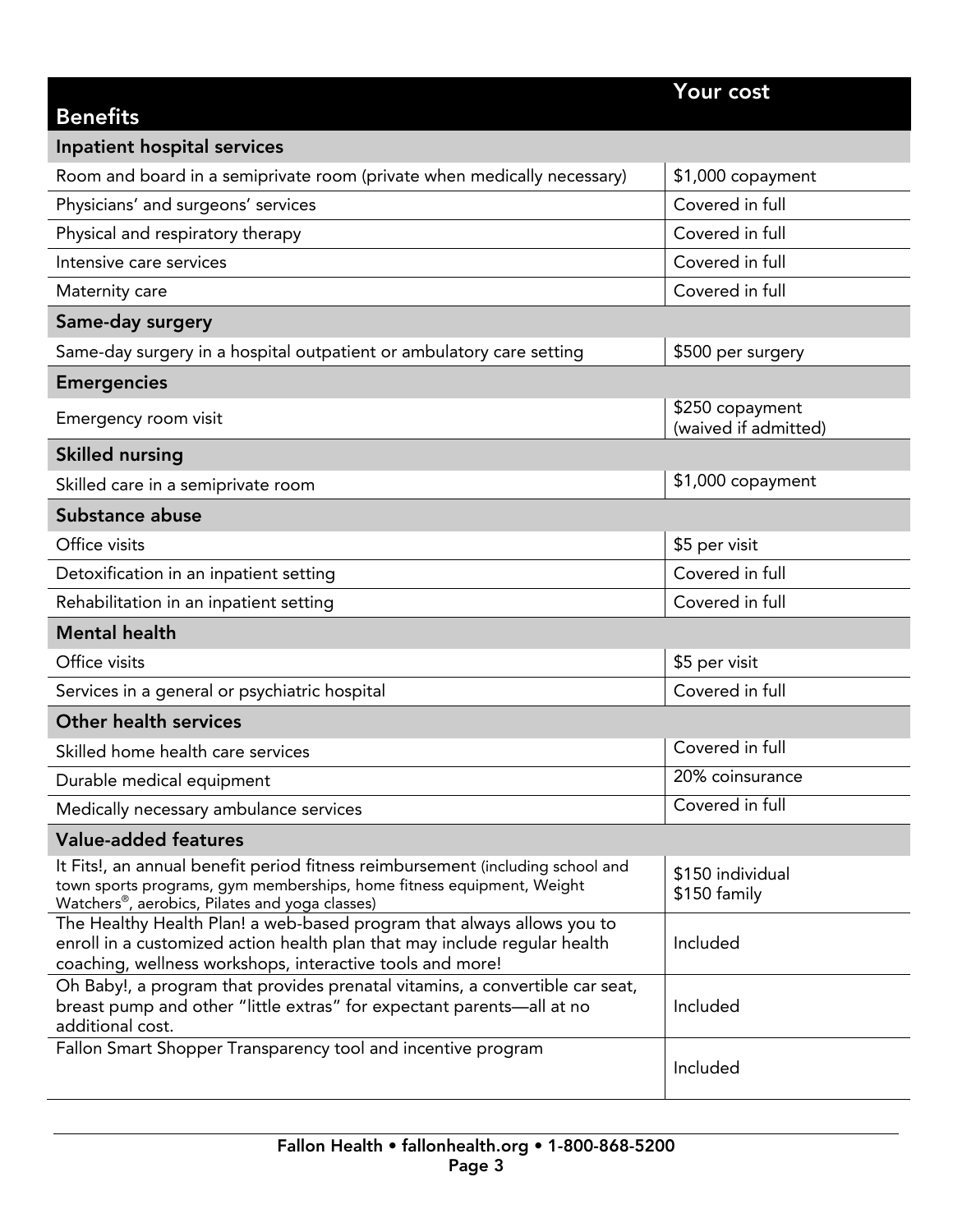| Benefits | Your cost |
|---|---|
| **Inpatient hospital services** | |
| Room and board in a semiprivate room (private when medically necessary) | $1,000 copayment |
| Physicians' and surgeons' services | Covered in full |
| Physical and respiratory therapy | Covered in full |
| Intensive care services | Covered in full |
| Maternity care | Covered in full |
| **Same-day surgery** | |
| Same-day surgery in a hospital outpatient or ambulatory care setting | $500 per surgery |
| **Emergencies** | |
| Emergency room visit | $250 copayment (waived if admitted) |
| **Skilled nursing** | |
| Skilled care in a semiprivate room | $1,000 copayment |
| **Substance abuse** | |
| Office visits | $5 per visit |
| Detoxification in an inpatient setting | Covered in full |
| Rehabilitation in an inpatient setting | Covered in full |
| **Mental health** | |
| Office visits | $5 per visit |
| Services in a general or psychiatric hospital | Covered in full |
| **Other health services** | |
| Skilled home health care services | Covered in full |
| Durable medical equipment | 20% coinsurance |
| Medically necessary ambulance services | Covered in full |
| **Value-added features** | |
| It Fits!, an annual benefit period fitness reimbursement (including school and town sports programs, gym memberships, home fitness equipment, Weight Watchers®, aerobics, Pilates and yoga classes) | $150 individual<br>$150 family |
| The Healthy Health Plan! a web-based program that always allows you to enroll in a customized action health plan that may include regular health coaching, wellness workshops, interactive tools and more! | Included |
| Oh Baby!, a program that provides prenatal vitamins, a convertible car seat, breast pump and other "little extras" for expectant parents—all at no additional cost. | Included |
| Fallon Smart Shopper Transparency tool and incentive program | Included |

**Fallon Health • fallonhealth.org • 1-800-868-5200**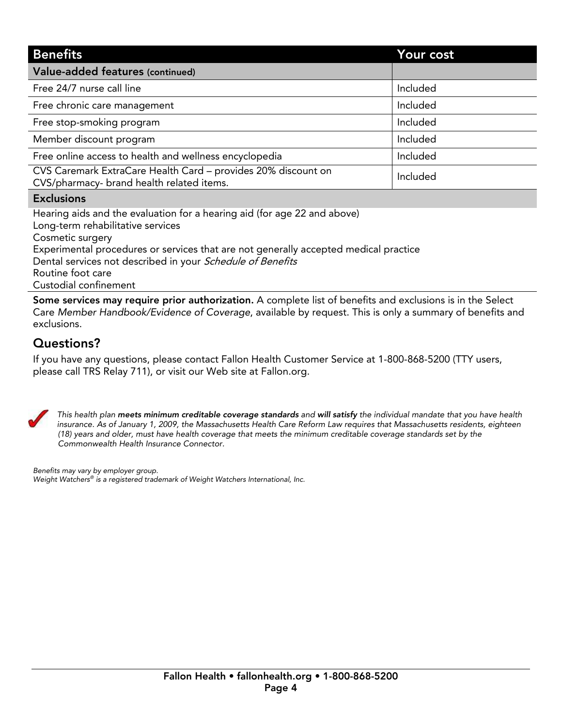| Benefits | Your cost |
| --- | --- |
| **Value-added features (continued)** | |
| Free 24/7 nurse call line | Included |
| Free chronic care management | Included |
| Free stop-smoking program | Included |
| Member discount program | Included |
| Free online access to health and wellness encyclopedia | Included |
| CVS Caremark ExtraCare Health Card – provides 20% discount on CVS/pharmacy- brand health related items. | Included |
| **Exclusions** | |

Hearing aids and the evaluation for a hearing aid (for age 22 and above)
Long-term rehabilitative services
Cosmetic surgery
Experimental procedures or services that are not generally accepted medical practice
Dental services not described in your *Schedule of Benefits*
Routine foot care
Custodial confinement

**Some services may require prior authorization.** A complete list of benefits and exclusions is in the Select Care *Member Handbook/Evidence of Coverage*, available by request. This is only a summary of benefits and exclusions.

## Questions?

If you have any questions, please contact Fallon Health Customer Service at 1-800-868-5200 (TTY users, please call TRS Relay 711), or visit our Web site at Fallon.org.

*This health plan **meets minimum creditable coverage standards** and **will satisfy** the individual mandate that you have health insurance. As of January 1, 2009, the Massachusetts Health Care Reform Law requires that Massachusetts residents, eighteen (18) years and older, must have health coverage that meets the minimum creditable coverage standards set by the Commonwealth Health Insurance Connector.*

*Benefits may vary by employer group.*
*Weight Watchers® is a registered trademark of Weight Watchers International, Inc.*